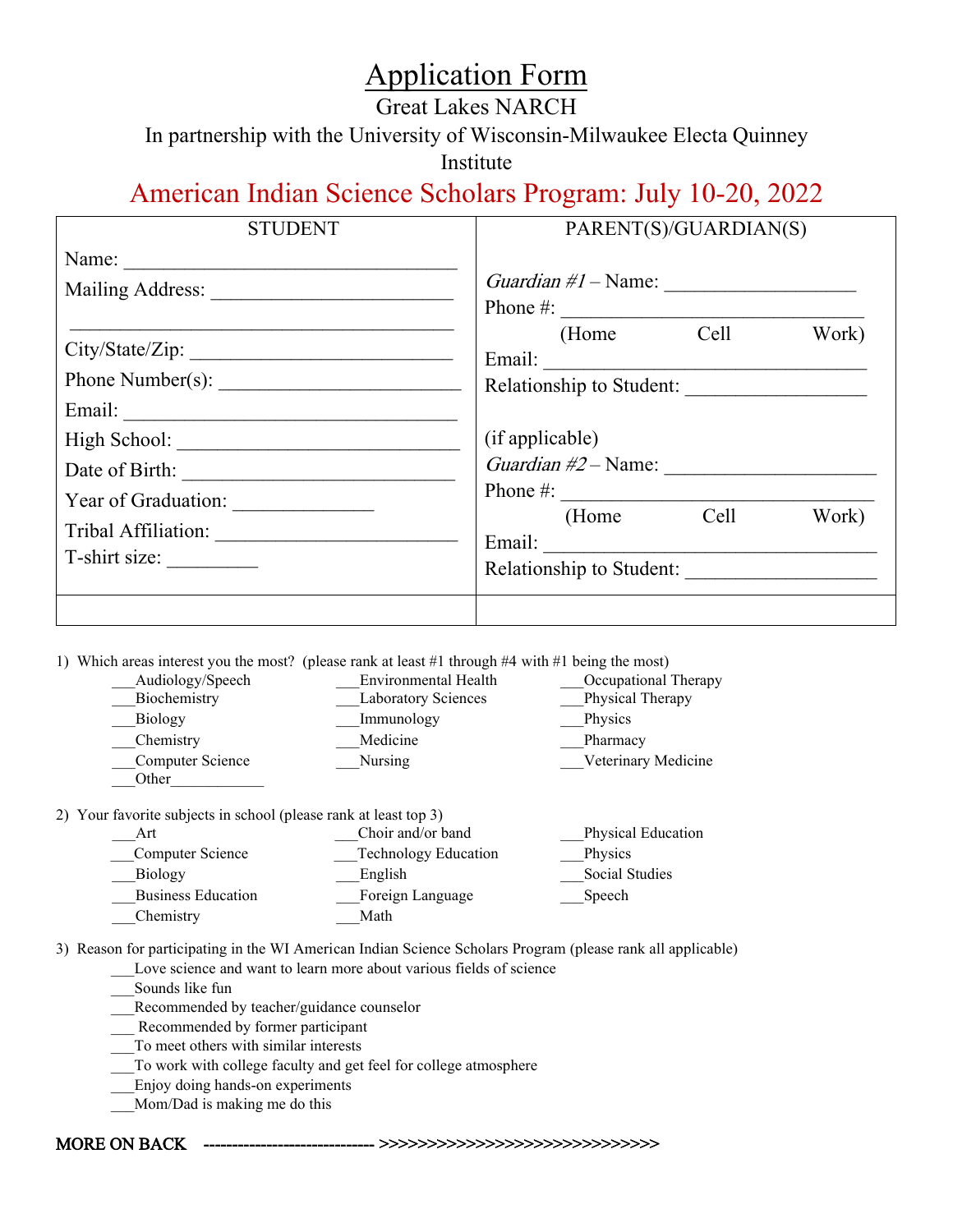# Application Form

Great Lakes NARCH

In partnership with the University of Wisconsin-Milwaukee Electa Quinney Institute

## American Indian Science Scholars Program: July 10-20, 2022

| STUDENT | PARENT(S)/GUARDIAN(S) |
|---|---|
| Name: ______________________________ | *Guardian #1* – Name: ___________________ |
| Mailing Address: ________________________ | Phone #: ______________________________ |
| ____________________________________ | (Home Cell Work) |
| City/State/Zip: __________________________ | Email: ________________________________ |
| Phone Number(s): ________________________ | Relationship to Student: _________________ |
| Email: ______________________________ | |
| High School: ___________________________ | (if applicable) |
| Date of Birth: __________________________ | *Guardian #2* – Name: ____________________ |
| Year of Graduation: ______________ | Phone #: _______________________________ |
| Tribal Affiliation: ________________________ | (Home Cell Work) |
| T-shirt size: _________ | Email: _________________________________ |
| | Relationship to Student: __________________ |
| | |

1) Which areas interest you the most? (please rank at least #1 through #4 with #1 being the most)

___Audiology/Speech
___Biochemistry
___Biology
___Chemistry
___Computer Science
___Other____________
___Environmental Health
___Laboratory Sciences
___Immunology
___Medicine
___Nursing
___Occupational Therapy
___Physical Therapy
___Physics
___Pharmacy
___Veterinary Medicine

2) Your favorite subjects in school (please rank at least top 3)

___Art
___Computer Science
___Biology
___Business Education
___Chemistry
___Choir and/or band
___Technology Education
___English
___Foreign Language
___Math
___Physical Education
___Physics
___Social Studies
___Speech

3) Reason for participating in the WI American Indian Science Scholars Program (please rank all applicable)

___Love science and want to learn more about various fields of science
___Sounds like fun
___Recommended by teacher/guidance counselor
___ Recommended by former participant
___To meet others with similar interests
___To work with college faculty and get feel for college atmosphere
___Enjoy doing hands-on experiments
___Mom/Dad is making me do this

**MORE ON BACK** ----------------------------- >>>>>>>>>>>>>>>>>>>>>>>>>>>>>>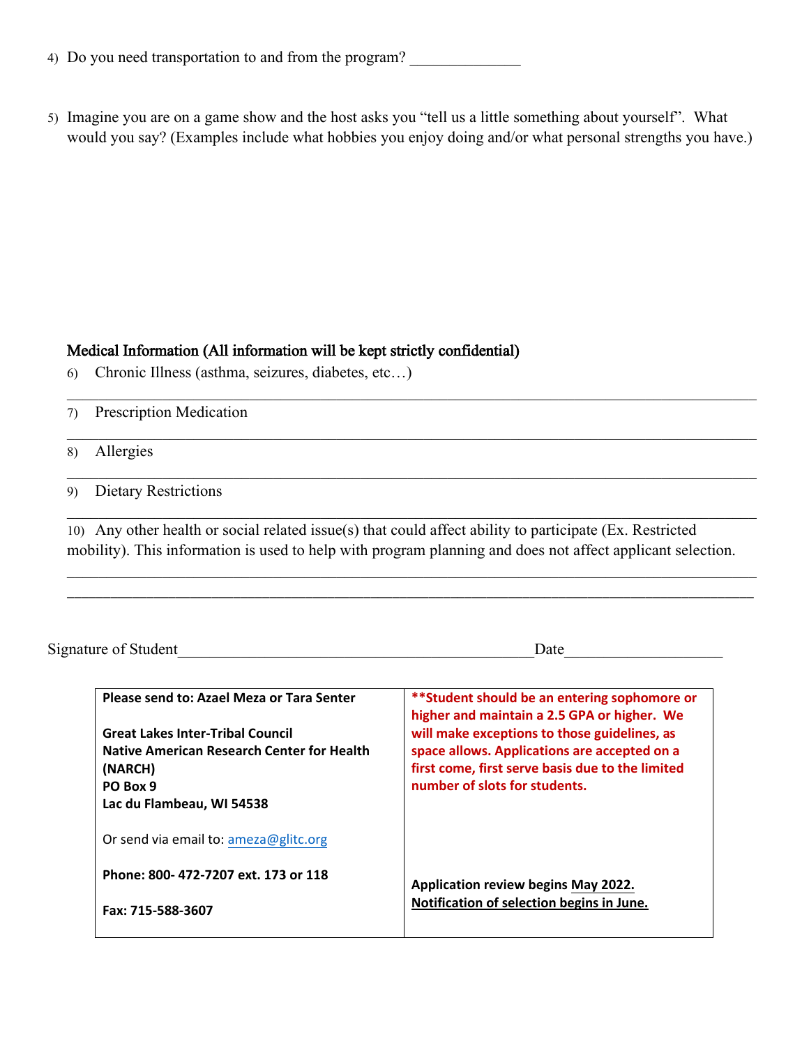4) Do you need transportation to and from the program? ______________

5) Imagine you are on a game show and the host asks you "tell us a little something about yourself". What would you say? (Examples include what hobbies you enjoy doing and/or what personal strengths you have.)

Medical Information (All information will be kept strictly confidential)

6) Chronic Illness (asthma, seizures, diabetes, etc…)

______________________________________________________________________________

7) Prescription Medication

______________________________________________________________________________

8) Allergies

______________________________________________________________________________

9) Dietary Restrictions

______________________________________________________________________________

10) Any other health or social related issue(s) that could affect ability to participate (Ex. Restricted mobility). This information is used to help with program planning and does not affect applicant selection.

______________________________________________________________________________

______________________________________________________________________________

Signature of Student_____________________________________________Date___________________

| | |
|---|---|
| **Please send to: Azael Meza or Tara Senter**<br><br>**Great Lakes Inter-Tribal Council**<br>**Native American Research Center for Health (NARCH)**<br>**PO Box 9**<br>**Lac du Flambeau, WI 54538**<br><br>Or send via email to: ameza@glitc.org<br><br>**Phone: 800- 472-7207 ext. 173 or 118**<br><br>**Fax: 715-588-3607** | **\*\*Student should be an entering sophomore or higher and maintain a 2.5 GPA or higher. We will make exceptions to those guidelines, as space allows. Applications are accepted on a first come, first serve basis due to the limited number of slots for students.**<br><br>**Application review begins May 2022.**<br>**Notification of selection begins in June.** |